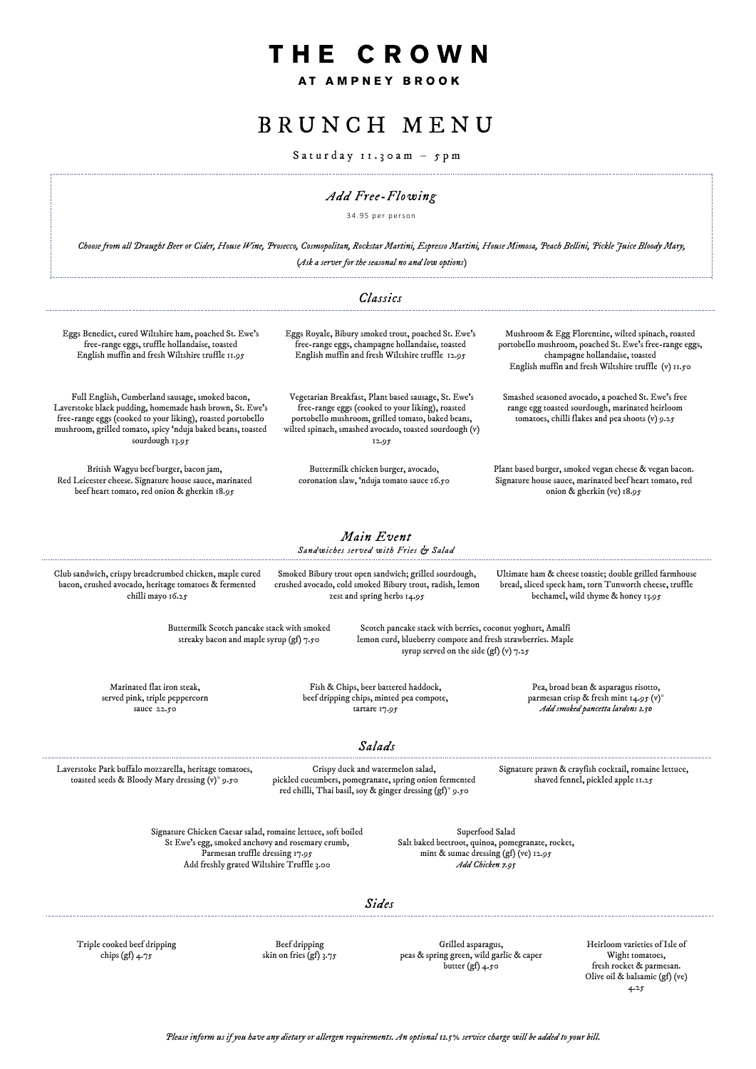# THE CROWN

**AT AMPNEY BROOK**

## BRUNCH MENU

Saturday 11.30am – 5pm

### *Add Free-Flowing*

34.95 per person

*Choose from all Draught Beer or Cider, House Wine, Prosecco, Cosmopolitan, Rockstar Martini, Espresso Martini, House Mimosa, Peach Bellini, Pickle Juice Bloody Mary,*

*(Ask a server for the seasonal no and low options)*

### *Classics*

Eggs Benedict, cured Wiltshire ham, poached St. Ewe's free-range eggs, truffle hollandaise, toasted English muffin and fresh Wiltshire truffle 11.95

Eggs Royale, Bibury smoked trout, poached St. Ewe's free-range eggs, champagne hollandaise, toasted English muffin and fresh Wiltshire truffle 12.95

Mushroom & Egg Florentine, wilted spinach, roasted portobello mushroom, poached St. Ewe's free-range eggs, champagne hollandaise, toasted English muffin and fresh Wiltshire truffle (v) 11.50

Full English, Cumberland sausage, smoked bacon, Laverstoke black pudding, homemade hash brown, St. Ewe's free-range eggs (cooked to your liking), roasted portobello mushroom, grilled tomato, spicy 'nduja baked beans, toasted sourdough 13.95

Vegetarian Breakfast, Plant based sausage, St. Ewe's free-range eggs (cooked to your liking), roasted portobello mushroom, grilled tomato, baked beans, wilted spinach, smashed avocado, toasted sourdough (v) 12.95

Smashed seasoned avocado, a poached St. Ewe's free range egg toasted sourdough, marinated heirloom tomatoes, chilli flakes and pea shoots (v) 9.25

British Wagyu beef burger, bacon jam, Red Leicester cheese. Signature house sauce, marinated beef heart tomato, red onion & gherkin 18.95

Buttermilk chicken burger, avocado, coronation slaw, 'nduja tomato sauce 16.50

Plant based burger, smoked vegan cheese & vegan bacon. Signature house sauce, marinated beef heart tomato, red onion & gherkin (ve) 18.95

### *Main Event*

*Sandwiches served with Fries & Salad*

Club sandwich, crispy breadcrumbed chicken, maple cured bacon, crushed avocado, heritage tomatoes & fermented chilli mayo 16.25

Smoked Bibury trout open sandwich; grilled sourdough, crushed avocado, cold smoked Bibury trout, radish, lemon zest and spring herbs 14.95

Ultimate ham & cheese toastie; double grilled farmhouse bread, sliced speck ham, torn Tunworth cheese, truffle bechamel, wild thyme & honey 13.95

Buttermilk Scotch pancake stack with smoked streaky bacon and maple syrup (gf) 7.50

Scotch pancake stack with berries, coconut yoghurt, Amalfi lemon curd, blueberry compote and fresh strawberries. Maple syrup served on the side (gf) (v) 7.25

Marinated flat iron steak, served pink, triple peppercorn sauce 22.50

Fish & Chips, beer battered haddock, beef dripping chips, minted pea compote, tartare 17.95

Pea, broad bean & asparagus risotto, parmesan crisp & fresh mint 14.95 (v)*
*Add smoked pancetta lardons 2.50*

### *Salads*

Laverstoke Park buffalo mozzarella, heritage tomatoes, toasted seeds & Bloody Mary dressing (v)* 9.50

Crispy duck and watermelon salad, pickled cucumbers, pomegranate, spring onion fermented red chilli, Thai basil, soy & ginger dressing (gf)* 9.50

Signature prawn & crayfish cocktail, romaine lettuce, shaved fennel, pickled apple 11.25

Signature Chicken Caesar salad, romaine lettuce, soft boiled St Ewe's egg, smoked anchovy and rosemary crumb, Parmesan truffle dressing 17.95
Add freshly grated Wiltshire Truffle 3.00

Superfood Salad
Salt baked beetroot, quinoa, pomegranate, rocket, mint & sumac dressing (gf) (ve) 12.95
*Add Chicken 7.95*

### *Sides*

Triple cooked beef dripping chips (gf) 4.75

Beef dripping skin on fries (gf) 3.75

Grilled asparagus, peas & spring green, wild garlic & caper butter (gf) 4.50

Heirloom varieties of Isle of Wight tomatoes, fresh rocket & parmesan. Olive oil & balsamic (gf) (ve) 4.25

*Please inform us if you have any dietary or allergen requirements. An optional 12.5% service charge will be added to your bill.*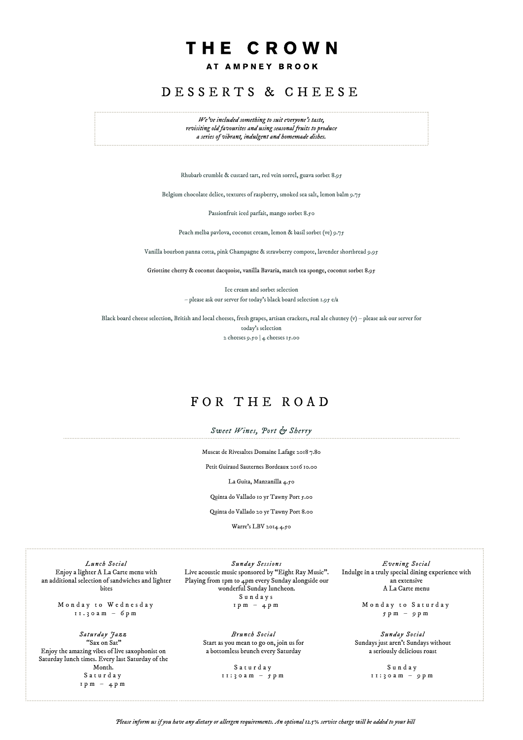# THE CROWN

### AT AMPNEY BROOK

## DESSERTS & CHEESE

*We've included something to suit everyone's taste, revisiting old favourites and using seasonal fruits to produce a series of vibrant, indulgent and homemade dishes.*

Rhubarb crumble & custard tart, red vein sorrel, guava sorbet 8.95

Belgium chocolate delice, textures of raspberry, smoked sea salt, lemon balm 9.75

Passionfruit iced parfait, mango sorbet 8.50

Peach melba pavlova, coconut cream, lemon & basil sorbet (ve) 9.75

Vanilla bourbon panna cotta, pink Champagne & strawberry compote, lavender shortbread 9.95

Griottine cherry & coconut dacquoise, vanilla Bavaria, match tea sponge, coconut sorbet 8.95

Ice cream and sorbet selection
– please ask our server for today's black board selection 1.95 e/a

Black board cheese selection, British and local cheeses, fresh grapes, artisan crackers, real ale chutney (v) – please ask our server for today's selection
2 cheeses 9.50 | 4 cheeses 15.00

## FOR THE ROAD

*Sweet Wines, Port & Sherry*

Muscat de Rivesaltes Domaine Lafage 2018 7.80

Petit Guiraud Sauternes Bordeaux 2016 10.00

La Guita, Manzanilla 4.50

Quinta do Vallado 10 yr Tawny Port 5.00

Quinta do Vallado 20 yr Tawny Port 8.00

Warre's LBV 2014 4.50

*Lunch Social*
Enjoy a lighter A La Carte menu with an additional selection of sandwiches and lighter bites
Monday to Wednesday
11.30am – 6pm

*Sunday Sessions*
Live acoustic music sponsored by "Eight Ray Music". Playing from 1pm to 4pm every Sunday alongside our wonderful Sunday luncheon.
Sundays
1pm – 4pm

*Evening Social*
Indulge in a truly special dining experience with an extensive A La Carte menu
Monday to Saturday
5pm – 9pm

*Saturday Jazz*
"Sax on Sat"
Enjoy the amazing vibes of live saxophonist on Saturday lunch times. Every last Saturday of the Month.
Saturday
1pm – 4pm

*Brunch Social*
Start as you mean to go on, join us for a bottomless brunch every Saturday
Saturday
11:30am – 5pm

*Sunday Social*
Sundays just aren't Sundays without a seriously delicious roast
Sunday
11:30am – 9pm

*Please inform us if you have any dietary or allergen requirements. An optional 12.5% service charge will be added to your bill*